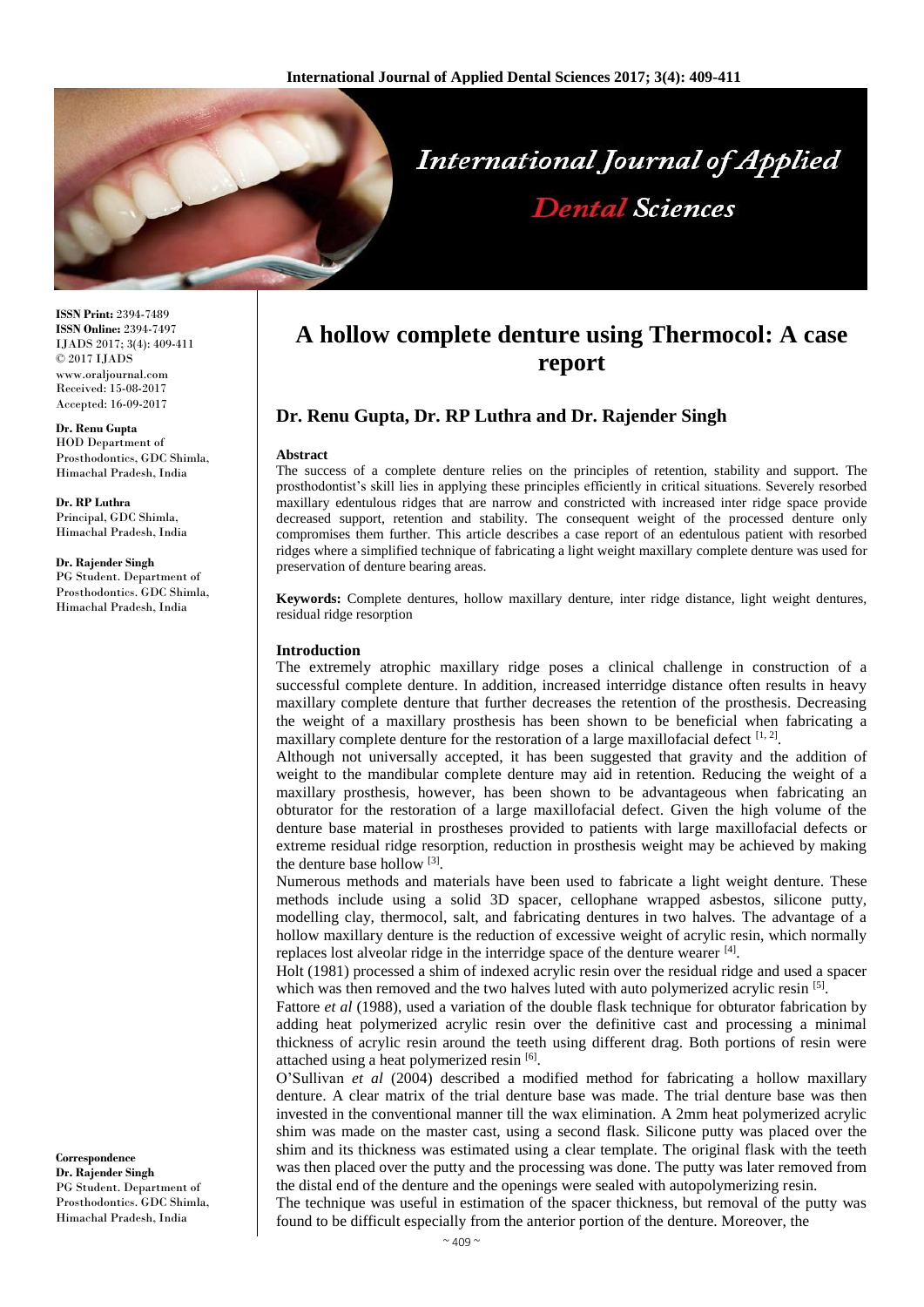# A hollow complete denture using Thermocol: A case report

## Dr. Renu Gupta, Dr. RP Luthra and Dr. Rajender Singh

**ISSN Print:** 2394-7489
**ISSN Online:** 2394-7497
IJADS 2017; 3(4): 409-411
© 2017 IJADS
www.oraljournal.com
Received: 15-08-2017
Accepted: 16-09-2017

**Dr. Renu Gupta**
HOD Department of Prosthodontics, GDC Shimla, Himachal Pradesh, India

**Dr. RP Luthra**
Principal, GDC Shimla, Himachal Pradesh, India

**Dr. Rajender Singh**
PG Student. Department of Prosthodontics. GDC Shimla, Himachal Pradesh, India

**Correspondence**
**Dr. Rajender Singh**
PG Student. Department of Prosthodontics. GDC Shimla, Himachal Pradesh, India

### Abstract

The success of a complete denture relies on the principles of retention, stability and support. The prosthodontist's skill lies in applying these principles efficiently in critical situations. Severely resorbed maxillary edentulous ridges that are narrow and constricted with increased inter ridge space provide decreased support, retention and stability. The consequent weight of the processed denture only compromises them further. This article describes a case report of an edentulous patient with resorbed ridges where a simplified technique of fabricating a light weight maxillary complete denture was used for preservation of denture bearing areas.

**Keywords:** Complete dentures, hollow maxillary denture, inter ridge distance, light weight dentures, residual ridge resorption

### Introduction

The extremely atrophic maxillary ridge poses a clinical challenge in construction of a successful complete denture. In addition, increased interridge distance often results in heavy maxillary complete denture that further decreases the retention of the prosthesis. Decreasing the weight of a maxillary prosthesis has been shown to be beneficial when fabricating a maxillary complete denture for the restoration of a large maxillofacial defect [1, 2].

Although not universally accepted, it has been suggested that gravity and the addition of weight to the mandibular complete denture may aid in retention. Reducing the weight of a maxillary prosthesis, however, has been shown to be advantageous when fabricating an obturator for the restoration of a large maxillofacial defect. Given the high volume of the denture base material in prostheses provided to patients with large maxillofacial defects or extreme residual ridge resorption, reduction in prosthesis weight may be achieved by making the denture base hollow [3].

Numerous methods and materials have been used to fabricate a light weight denture. These methods include using a solid 3D spacer, cellophane wrapped asbestos, silicone putty, modelling clay, thermocol, salt, and fabricating dentures in two halves. The advantage of a hollow maxillary denture is the reduction of excessive weight of acrylic resin, which normally replaces lost alveolar ridge in the interridge space of the denture wearer [4].

Holt (1981) processed a shim of indexed acrylic resin over the residual ridge and used a spacer which was then removed and the two halves luted with auto polymerized acrylic resin [5].

Fattore *et al* (1988), used a variation of the double flask technique for obturator fabrication by adding heat polymerized acrylic resin over the definitive cast and processing a minimal thickness of acrylic resin around the teeth using different drag. Both portions of resin were attached using a heat polymerized resin [6].

O'Sullivan *et al* (2004) described a modified method for fabricating a hollow maxillary denture. A clear matrix of the trial denture base was made. The trial denture base was then invested in the conventional manner till the wax elimination. A 2mm heat polymerized acrylic shim was made on the master cast, using a second flask. Silicone putty was placed over the shim and its thickness was estimated using a clear template. The original flask with the teeth was then placed over the putty and the processing was done. The putty was later removed from the distal end of the denture and the openings were sealed with autopolymerizing resin.

The technique was useful in estimation of the spacer thickness, but removal of the putty was found to be difficult especially from the anterior portion of the denture. Moreover, the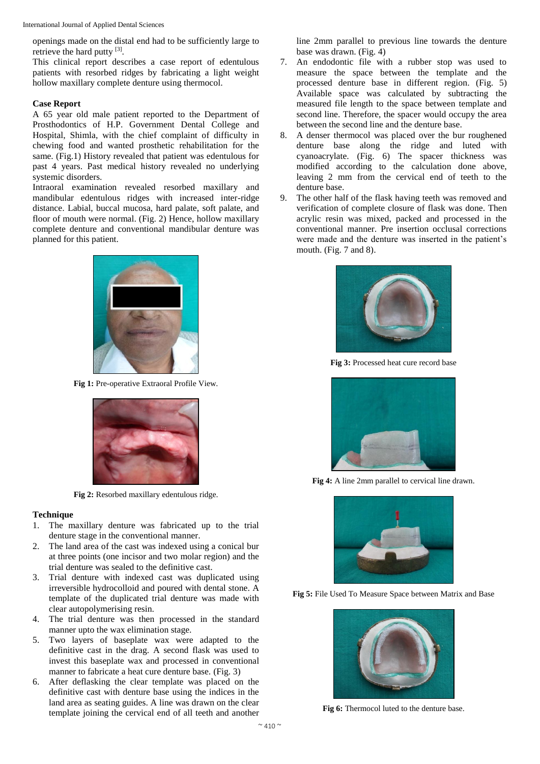openings made on the distal end had to be sufficiently large to retrieve the hard putty [3].

This clinical report describes a case report of edentulous patients with resorbed ridges by fabricating a light weight hollow maxillary complete denture using thermocol.

**Case Report**

A 65 year old male patient reported to the Department of Prosthodontics of H.P. Government Dental College and Hospital, Shimla, with the chief complaint of difficulty in chewing food and wanted prosthetic rehabilitation for the same. (Fig.1) History revealed that patient was edentulous for past 4 years. Past medical history revealed no underlying systemic disorders.

Intraoral examination revealed resorbed maxillary and mandibular edentulous ridges with increased inter-ridge distance. Labial, buccal mucosa, hard palate, soft palate, and floor of mouth were normal. (Fig. 2) Hence, hollow maxillary complete denture and conventional mandibular denture was planned for this patient.

**Fig 1:** Pre-operative Extraoral Profile View.

**Fig 2:** Resorbed maxillary edentulous ridge.

**Technique**

1. The maxillary denture was fabricated up to the trial denture stage in the conventional manner.
2. The land area of the cast was indexed using a conical bur at three points (one incisor and two molar region) and the trial denture was sealed to the definitive cast.
3. Trial denture with indexed cast was duplicated using irreversible hydrocolloid and poured with dental stone. A template of the duplicated trial denture was made with clear autopolymerising resin.
4. The trial denture was then processed in the standard manner upto the wax elimination stage.
5. Two layers of baseplate wax were adapted to the definitive cast in the drag. A second flask was used to invest this baseplate wax and processed in conventional manner to fabricate a heat cure denture base. (Fig. 3)
6. After deflasking the clear template was placed on the definitive cast with denture base using the indices in the land area as seating guides. A line was drawn on the clear template joining the cervical end of all teeth and another line 2mm parallel to previous line towards the denture base was drawn. (Fig. 4)
7. An endodontic file with a rubber stop was used to measure the space between the template and the processed denture base in different region. (Fig. 5) Available space was calculated by subtracting the measured file length to the space between template and second line. Therefore, the spacer would occupy the area between the second line and the denture base.
8. A denser thermocol was placed over the bur roughened denture base along the ridge and luted with cyanoacrylate. (Fig. 6) The spacer thickness was modified according to the calculation done above, leaving 2 mm from the cervical end of teeth to the denture base.
9. The other half of the flask having teeth was removed and verification of complete closure of flask was done. Then acrylic resin was mixed, packed and processed in the conventional manner. Pre insertion occlusal corrections were made and the denture was inserted in the patient's mouth. (Fig. 7 and 8).

**Fig 3:** Processed heat cure record base

**Fig 4:** A line 2mm parallel to cervical line drawn.

**Fig 5:** File Used To Measure Space between Matrix and Base

**Fig 6:** Thermocol luted to the denture base.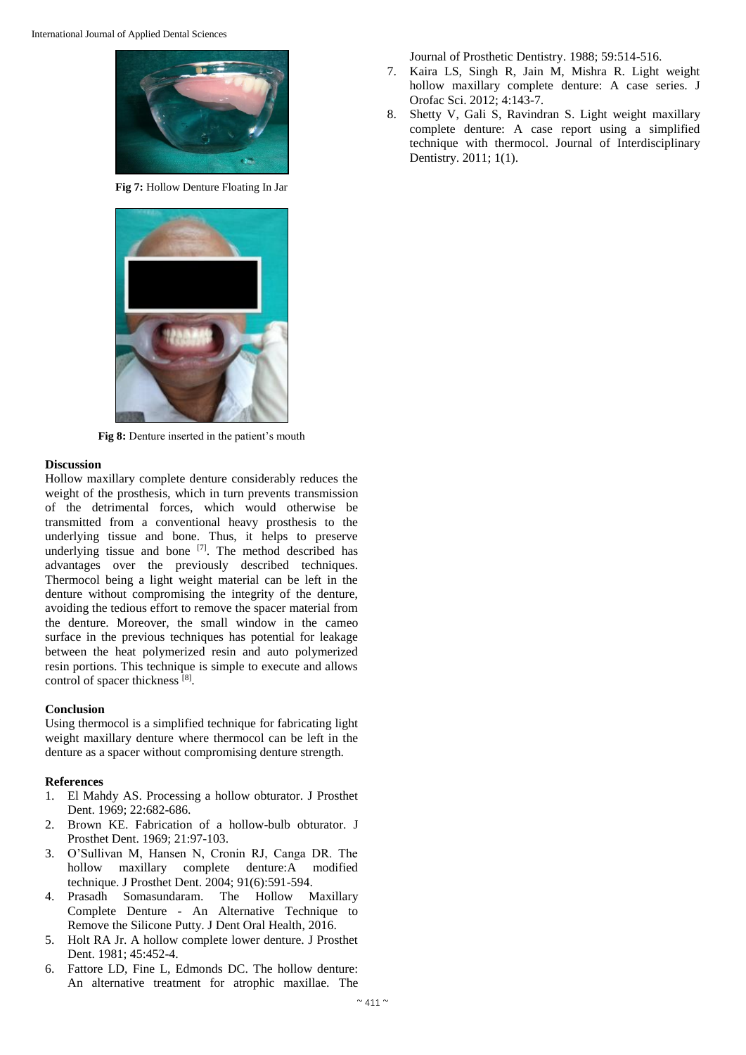Fig 7: Hollow Denture Floating In Jar

Fig 8: Denture inserted in the patient's mouth

## Discussion

Hollow maxillary complete denture considerably reduces the weight of the prosthesis, which in turn prevents transmission of the detrimental forces, which would otherwise be transmitted from a conventional heavy prosthesis to the underlying tissue and bone. Thus, it helps to preserve underlying tissue and bone [7]. The method described has advantages over the previously described techniques. Thermocol being a light weight material can be left in the denture without compromising the integrity of the denture, avoiding the tedious effort to remove the spacer material from the denture. Moreover, the small window in the cameo surface in the previous techniques has potential for leakage between the heat polymerized resin and auto polymerized resin portions. This technique is simple to execute and allows control of spacer thickness [8].

## Conclusion

Using thermocol is a simplified technique for fabricating light weight maxillary denture where thermocol can be left in the denture as a spacer without compromising denture strength.

## References

1. El Mahdy AS. Processing a hollow obturator. J Prosthet Dent. 1969; 22:682-686.
2. Brown KE. Fabrication of a hollow-bulb obturator. J Prosthet Dent. 1969; 21:97-103.
3. O'Sullivan M, Hansen N, Cronin RJ, Canga DR. The hollow maxillary complete denture:A modified technique. J Prosthet Dent. 2004; 91(6):591-594.
4. Prasadh Somasundaram. The Hollow Maxillary Complete Denture - An Alternative Technique to Remove the Silicone Putty. J Dent Oral Health, 2016.
5. Holt RA Jr. A hollow complete lower denture. J Prosthet Dent. 1981; 45:452-4.
6. Fattore LD, Fine L, Edmonds DC. The hollow denture: An alternative treatment for atrophic maxillae. The Journal of Prosthetic Dentistry. 1988; 59:514-516.
7. Kaira LS, Singh R, Jain M, Mishra R. Light weight hollow maxillary complete denture: A case series. J Orofac Sci. 2012; 4:143-7.
8. Shetty V, Gali S, Ravindran S. Light weight maxillary complete denture: A case report using a simplified technique with thermocol. Journal of Interdisciplinary Dentistry. 2011; 1(1).